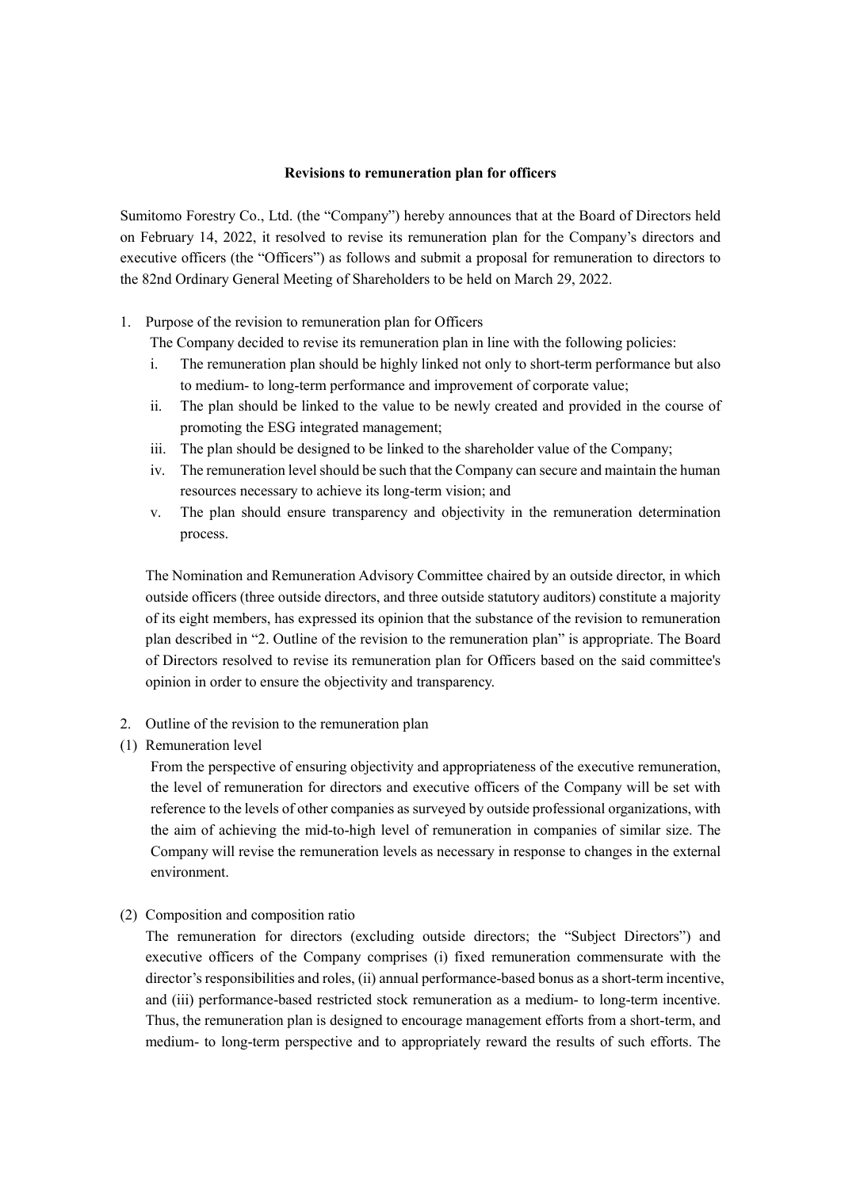**Revisions to remuneration plan for officers**

Sumitomo Forestry Co., Ltd. (the "Company") hereby announces that at the Board of Directors held on February 14, 2022, it resolved to revise its remuneration plan for the Company's directors and executive officers (the "Officers") as follows and submit a proposal for remuneration to directors to the 82nd Ordinary General Meeting of Shareholders to be held on March 29, 2022.

1. Purpose of the revision to remuneration plan for Officers

   The Company decided to revise its remuneration plan in line with the following policies:

   i. The remuneration plan should be highly linked not only to short-term performance but also to medium- to long-term performance and improvement of corporate value;

   ii. The plan should be linked to the value to be newly created and provided in the course of promoting the ESG integrated management;

   iii. The plan should be designed to be linked to the shareholder value of the Company;

   iv. The remuneration level should be such that the Company can secure and maintain the human resources necessary to achieve its long-term vision; and

   v. The plan should ensure transparency and objectivity in the remuneration determination process.

   The Nomination and Remuneration Advisory Committee chaired by an outside director, in which outside officers (three outside directors, and three outside statutory auditors) constitute a majority of its eight members, has expressed its opinion that the substance of the revision to remuneration plan described in "2. Outline of the revision to the remuneration plan" is appropriate. The Board of Directors resolved to revise its remuneration plan for Officers based on the said committee's opinion in order to ensure the objectivity and transparency.

2. Outline of the revision to the remuneration plan

(1) Remuneration level

From the perspective of ensuring objectivity and appropriateness of the executive remuneration, the level of remuneration for directors and executive officers of the Company will be set with reference to the levels of other companies as surveyed by outside professional organizations, with the aim of achieving the mid-to-high level of remuneration in companies of similar size. The Company will revise the remuneration levels as necessary in response to changes in the external environment.

(2) Composition and composition ratio

The remuneration for directors (excluding outside directors; the "Subject Directors") and executive officers of the Company comprises (i) fixed remuneration commensurate with the director's responsibilities and roles, (ii) annual performance-based bonus as a short-term incentive, and (iii) performance-based restricted stock remuneration as a medium- to long-term incentive. Thus, the remuneration plan is designed to encourage management efforts from a short-term, and medium- to long-term perspective and to appropriately reward the results of such efforts. The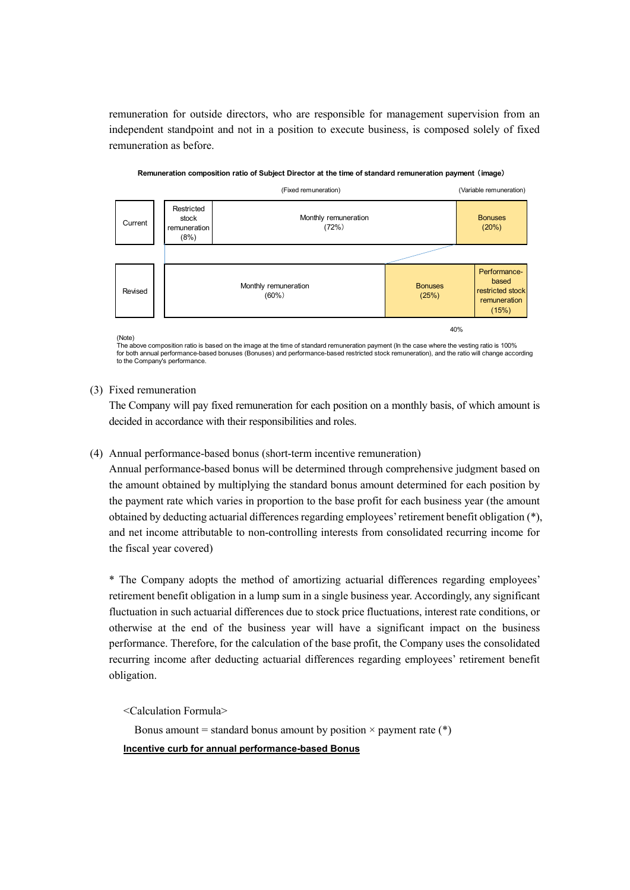remuneration for outside directors, who are responsible for management supervision from an independent standpoint and not in a position to execute business, is composed solely of fixed remuneration as before.

**Remuneration composition ratio of Subject Director at the time of standard remuneration payment（image）**

| | (Fixed remuneration) | | (Variable remuneration) | |
|---|---|---|---|---|
| Current | Restricted stock remuneration (8%) | Monthly remuneration (72%) | Bonuses (20%) | |
| Revised | | Monthly remuneration (60%) | Bonuses (25%) | Performance-based restricted stock remuneration (15%) |
| | | | 40% | |

(Note)
The above composition ratio is based on the image at the time of standard remuneration payment (In the case where the vesting ratio is 100% for both annual performance-based bonuses (Bonuses) and performance-based restricted stock remuneration), and the ratio will change according to the Company's performance.

(3) Fixed remuneration

The Company will pay fixed remuneration for each position on a monthly basis, of which amount is decided in accordance with their responsibilities and roles.

(4) Annual performance-based bonus (short-term incentive remuneration)

Annual performance-based bonus will be determined through comprehensive judgment based on the amount obtained by multiplying the standard bonus amount determined for each position by the payment rate which varies in proportion to the base profit for each business year (the amount obtained by deducting actuarial differences regarding employees' retirement benefit obligation (*), and net income attributable to non-controlling interests from consolidated recurring income for the fiscal year covered)

* The Company adopts the method of amortizing actuarial differences regarding employees' retirement benefit obligation in a lump sum in a single business year. Accordingly, any significant fluctuation in such actuarial differences due to stock price fluctuations, interest rate conditions, or otherwise at the end of the business year will have a significant impact on the business performance. Therefore, for the calculation of the base profit, the Company uses the consolidated recurring income after deducting actuarial differences regarding employees' retirement benefit obligation.

<Calculation Formula>

Bonus amount = standard bonus amount by position × payment rate (*)

**Incentive curb for annual performance-based Bonus**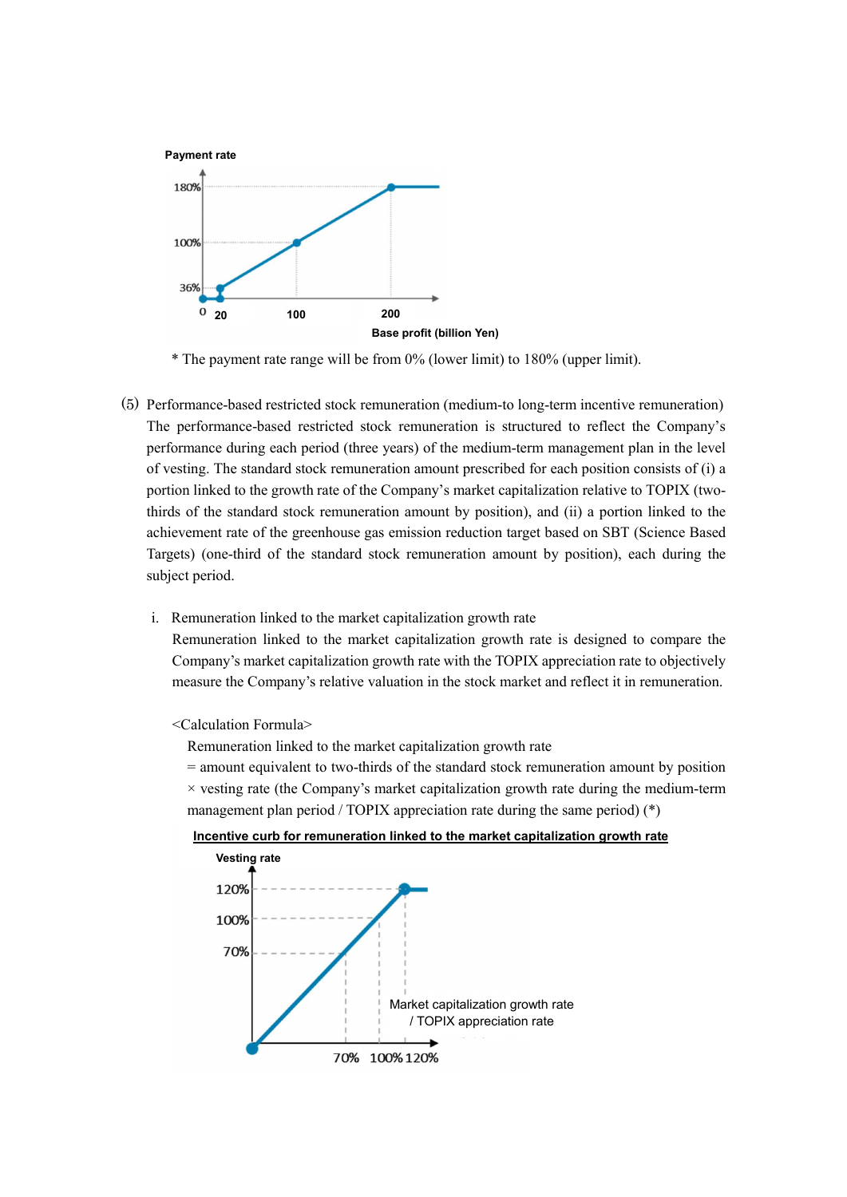Payment rate

180%

100%

36%

0 20 100 200

Base profit (billion Yen)

* The payment rate range will be from 0% (lower limit) to 180% (upper limit).

(5) Performance-based restricted stock remuneration (medium-to long-term incentive remuneration)

The performance-based restricted stock remuneration is structured to reflect the Company's performance during each period (three years) of the medium-term management plan in the level of vesting. The standard stock remuneration amount prescribed for each position consists of (i) a portion linked to the growth rate of the Company's market capitalization relative to TOPIX (two-thirds of the standard stock remuneration amount by position), and (ii) a portion linked to the achievement rate of the greenhouse gas emission reduction target based on SBT (Science Based Targets) (one-third of the standard stock remuneration amount by position), each during the subject period.

i. Remuneration linked to the market capitalization growth rate

Remuneration linked to the market capitalization growth rate is designed to compare the Company's market capitalization growth rate with the TOPIX appreciation rate to objectively measure the Company's relative valuation in the stock market and reflect it in remuneration.

<Calculation Formula>

Remuneration linked to the market capitalization growth rate
= amount equivalent to two-thirds of the standard stock remuneration amount by position × vesting rate (the Company's market capitalization growth rate during the medium-term management plan period / TOPIX appreciation rate during the same period) (*)

**Incentive curb for remuneration linked to the market capitalization growth rate**

Vesting rate

120%

100%

70%

Market capitalization growth rate / TOPIX appreciation rate

70% 100% 120%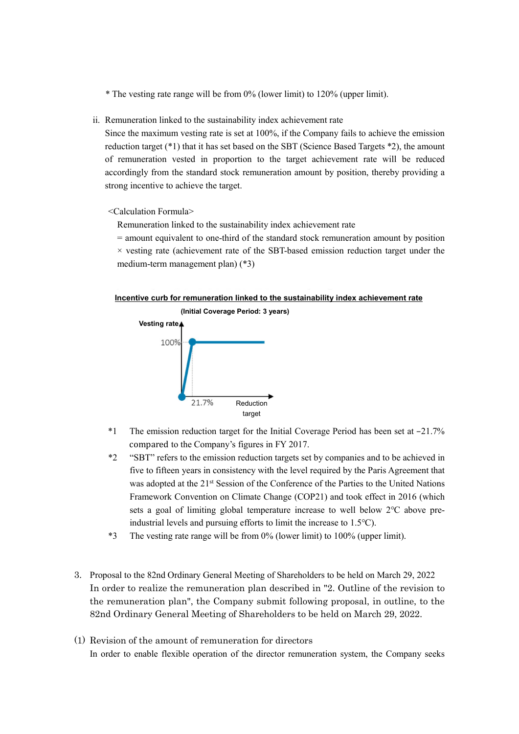\* The vesting rate range will be from 0% (lower limit) to 120% (upper limit).

ii. Remuneration linked to the sustainability index achievement rate

Since the maximum vesting rate is set at 100%, if the Company fails to achieve the emission reduction target (*1) that it has set based on the SBT (Science Based Targets *2), the amount of remuneration vested in proportion to the target achievement rate will be reduced accordingly from the standard stock remuneration amount by position, thereby providing a strong incentive to achieve the target.

<Calculation Formula>

Remuneration linked to the sustainability index achievement rate
= amount equivalent to one-third of the standard stock remuneration amount by position × vesting rate (achievement rate of the SBT-based emission reduction target under the medium-term management plan) (*3)

**Incentive curb for remuneration linked to the sustainability index achievement rate**

**(Initial Coverage Period: 3 years)**

**Vesting rate**

100%

21.7%

Reduction target

\*1 The emission reduction target for the Initial Coverage Period has been set at −21.7% compared to the Company's figures in FY 2017.

\*2 "SBT" refers to the emission reduction targets set by companies and to be achieved in five to fifteen years in consistency with the level required by the Paris Agreement that was adopted at the 21st Session of the Conference of the Parties to the United Nations Framework Convention on Climate Change (COP21) and took effect in 2016 (which sets a goal of limiting global temperature increase to well below 2°C above pre-industrial levels and pursuing efforts to limit the increase to 1.5°C).

\*3 The vesting rate range will be from 0% (lower limit) to 100% (upper limit).

3. Proposal to the 82nd Ordinary General Meeting of Shareholders to be held on March 29, 2022

In order to realize the remuneration plan described in "2. Outline of the revision to the remuneration plan", the Company submit following proposal, in outline, to the 82nd Ordinary General Meeting of Shareholders to be held on March 29, 2022.

(1) Revision of the amount of remuneration for directors

In order to enable flexible operation of the director remuneration system, the Company seeks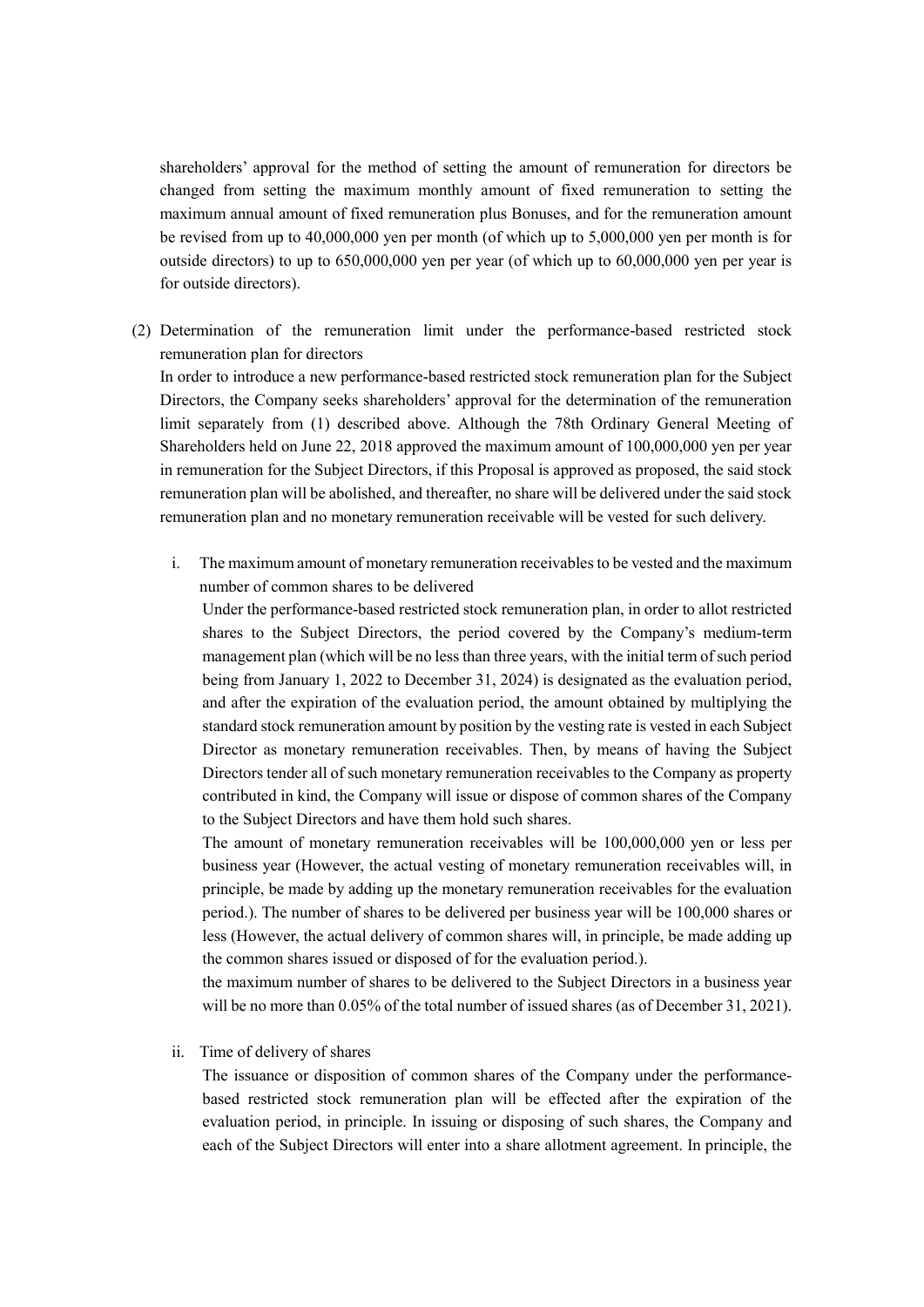shareholders' approval for the method of setting the amount of remuneration for directors be changed from setting the maximum monthly amount of fixed remuneration to setting the maximum annual amount of fixed remuneration plus Bonuses, and for the remuneration amount be revised from up to 40,000,000 yen per month (of which up to 5,000,000 yen per month is for outside directors) to up to 650,000,000 yen per year (of which up to 60,000,000 yen per year is for outside directors).

(2) Determination of the remuneration limit under the performance-based restricted stock remuneration plan for directors

In order to introduce a new performance-based restricted stock remuneration plan for the Subject Directors, the Company seeks shareholders' approval for the determination of the remuneration limit separately from (1) described above. Although the 78th Ordinary General Meeting of Shareholders held on June 22, 2018 approved the maximum amount of 100,000,000 yen per year in remuneration for the Subject Directors, if this Proposal is approved as proposed, the said stock remuneration plan will be abolished, and thereafter, no share will be delivered under the said stock remuneration plan and no monetary remuneration receivable will be vested for such delivery.

i. The maximum amount of monetary remuneration receivables to be vested and the maximum number of common shares to be delivered

Under the performance-based restricted stock remuneration plan, in order to allot restricted shares to the Subject Directors, the period covered by the Company's medium-term management plan (which will be no less than three years, with the initial term of such period being from January 1, 2022 to December 31, 2024) is designated as the evaluation period, and after the expiration of the evaluation period, the amount obtained by multiplying the standard stock remuneration amount by position by the vesting rate is vested in each Subject Director as monetary remuneration receivables. Then, by means of having the Subject Directors tender all of such monetary remuneration receivables to the Company as property contributed in kind, the Company will issue or dispose of common shares of the Company to the Subject Directors and have them hold such shares.

The amount of monetary remuneration receivables will be 100,000,000 yen or less per business year (However, the actual vesting of monetary remuneration receivables will, in principle, be made by adding up the monetary remuneration receivables for the evaluation period.). The number of shares to be delivered per business year will be 100,000 shares or less (However, the actual delivery of common shares will, in principle, be made adding up the common shares issued or disposed of for the evaluation period.).

the maximum number of shares to be delivered to the Subject Directors in a business year will be no more than 0.05% of the total number of issued shares (as of December 31, 2021).

ii. Time of delivery of shares

The issuance or disposition of common shares of the Company under the performance-based restricted stock remuneration plan will be effected after the expiration of the evaluation period, in principle. In issuing or disposing of such shares, the Company and each of the Subject Directors will enter into a share allotment agreement. In principle, the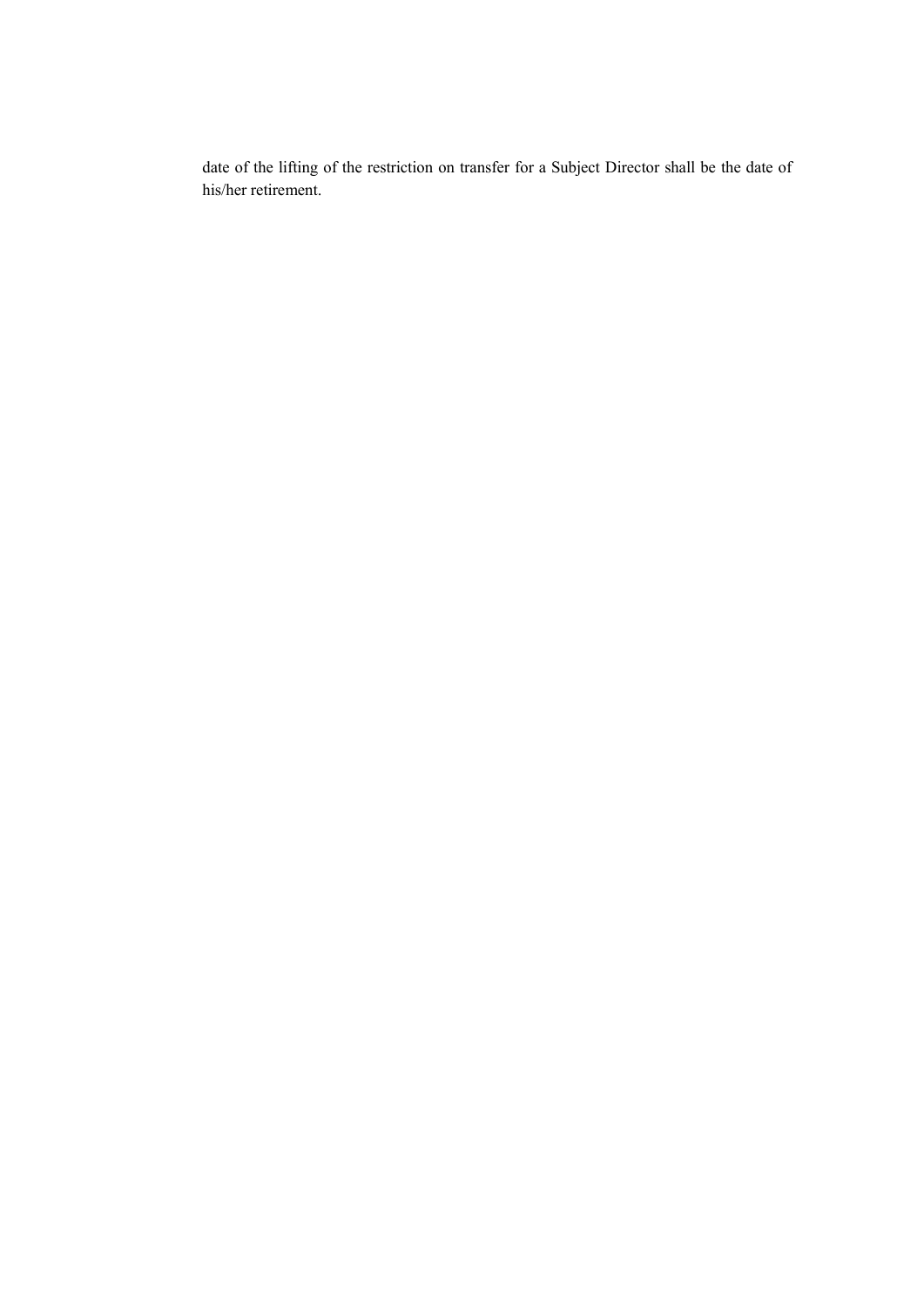date of the lifting of the restriction on transfer for a Subject Director shall be the date of his/her retirement.